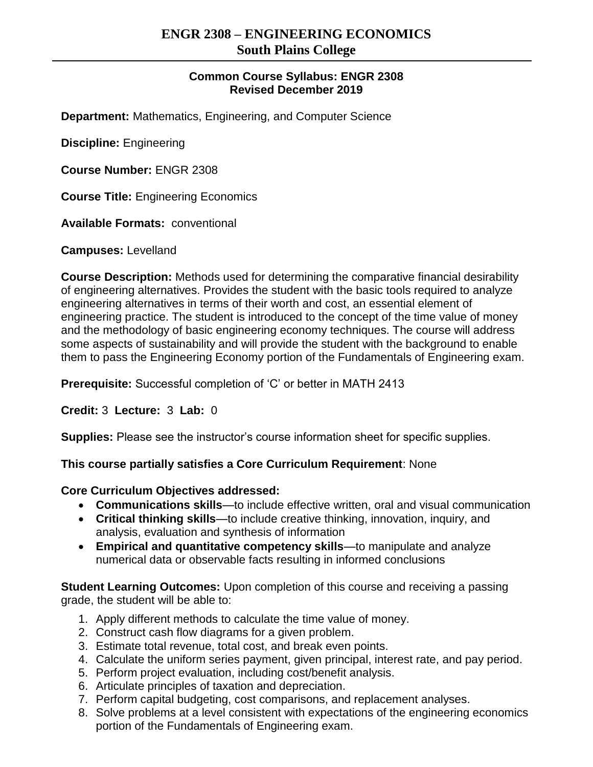# ENGR 2308 – ENGINEERING ECONOMICS
## South Plains College

**Common Course Syllabus: ENGR 2308**
**Revised December 2019**

**Department:** Mathematics, Engineering, and Computer Science

**Discipline:** Engineering

**Course Number:** ENGR 2308

**Course Title:** Engineering Economics

**Available Formats:** conventional

**Campuses:** Levelland

**Course Description:** Methods used for determining the comparative financial desirability of engineering alternatives. Provides the student with the basic tools required to analyze engineering alternatives in terms of their worth and cost, an essential element of engineering practice. The student is introduced to the concept of the time value of money and the methodology of basic engineering economy techniques. The course will address some aspects of sustainability and will provide the student with the background to enable them to pass the Engineering Economy portion of the Fundamentals of Engineering exam.

**Prerequisite:** Successful completion of 'C' or better in MATH 2413

**Credit:** 3 **Lecture:** 3 **Lab:** 0

**Supplies:** Please see the instructor's course information sheet for specific supplies.

**This course partially satisfies a Core Curriculum Requirement**: None

**Core Curriculum Objectives addressed:**

- **Communications skills**—to include effective written, oral and visual communication
- **Critical thinking skills**—to include creative thinking, innovation, inquiry, and analysis, evaluation and synthesis of information
- **Empirical and quantitative competency skills**—to manipulate and analyze numerical data or observable facts resulting in informed conclusions

**Student Learning Outcomes:** Upon completion of this course and receiving a passing grade, the student will be able to:

1. Apply different methods to calculate the time value of money.
2. Construct cash flow diagrams for a given problem.
3. Estimate total revenue, total cost, and break even points.
4. Calculate the uniform series payment, given principal, interest rate, and pay period.
5. Perform project evaluation, including cost/benefit analysis.
6. Articulate principles of taxation and depreciation.
7. Perform capital budgeting, cost comparisons, and replacement analyses.
8. Solve problems at a level consistent with expectations of the engineering economics portion of the Fundamentals of Engineering exam.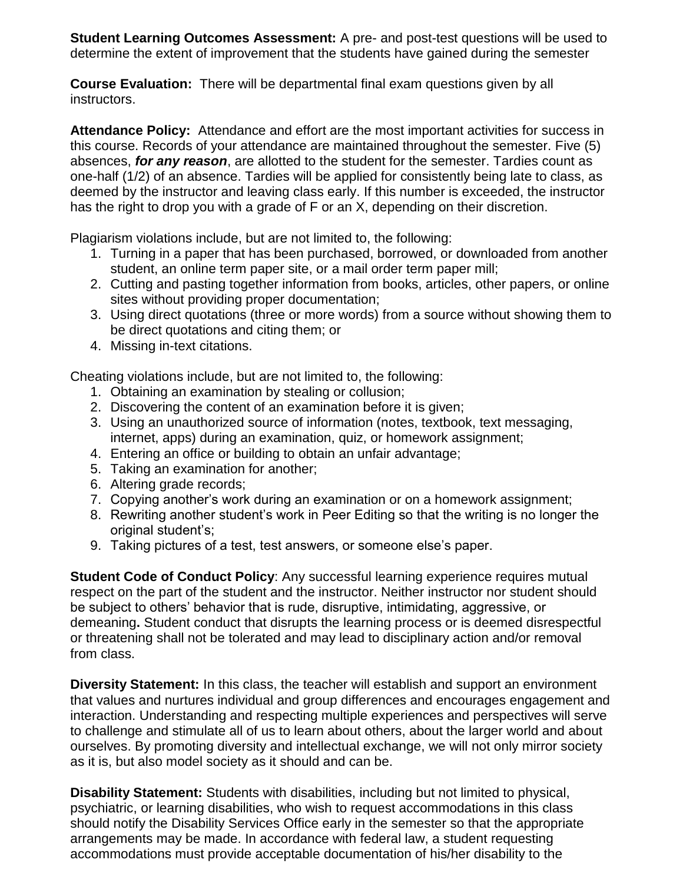**Student Learning Outcomes Assessment:** A pre- and post-test questions will be used to determine the extent of improvement that the students have gained during the semester

**Course Evaluation:** There will be departmental final exam questions given by all instructors.

**Attendance Policy:** Attendance and effort are the most important activities for success in this course. Records of your attendance are maintained throughout the semester. Five (5) absences, ***for any reason***, are allotted to the student for the semester. Tardies count as one-half (1/2) of an absence. Tardies will be applied for consistently being late to class, as deemed by the instructor and leaving class early. If this number is exceeded, the instructor has the right to drop you with a grade of F or an X, depending on their discretion.

Plagiarism violations include, but are not limited to, the following:

1. Turning in a paper that has been purchased, borrowed, or downloaded from another student, an online term paper site, or a mail order term paper mill;
2. Cutting and pasting together information from books, articles, other papers, or online sites without providing proper documentation;
3. Using direct quotations (three or more words) from a source without showing them to be direct quotations and citing them; or
4. Missing in-text citations.

Cheating violations include, but are not limited to, the following:

1. Obtaining an examination by stealing or collusion;
2. Discovering the content of an examination before it is given;
3. Using an unauthorized source of information (notes, textbook, text messaging, internet, apps) during an examination, quiz, or homework assignment;
4. Entering an office or building to obtain an unfair advantage;
5. Taking an examination for another;
6. Altering grade records;
7. Copying another's work during an examination or on a homework assignment;
8. Rewriting another student's work in Peer Editing so that the writing is no longer the original student's;
9. Taking pictures of a test, test answers, or someone else's paper.

**Student Code of Conduct Policy**: Any successful learning experience requires mutual respect on the part of the student and the instructor. Neither instructor nor student should be subject to others' behavior that is rude, disruptive, intimidating, aggressive, or demeaning**.** Student conduct that disrupts the learning process or is deemed disrespectful or threatening shall not be tolerated and may lead to disciplinary action and/or removal from class.

**Diversity Statement:** In this class, the teacher will establish and support an environment that values and nurtures individual and group differences and encourages engagement and interaction. Understanding and respecting multiple experiences and perspectives will serve to challenge and stimulate all of us to learn about others, about the larger world and about ourselves. By promoting diversity and intellectual exchange, we will not only mirror society as it is, but also model society as it should and can be.

**Disability Statement:** Students with disabilities, including but not limited to physical, psychiatric, or learning disabilities, who wish to request accommodations in this class should notify the Disability Services Office early in the semester so that the appropriate arrangements may be made. In accordance with federal law, a student requesting accommodations must provide acceptable documentation of his/her disability to the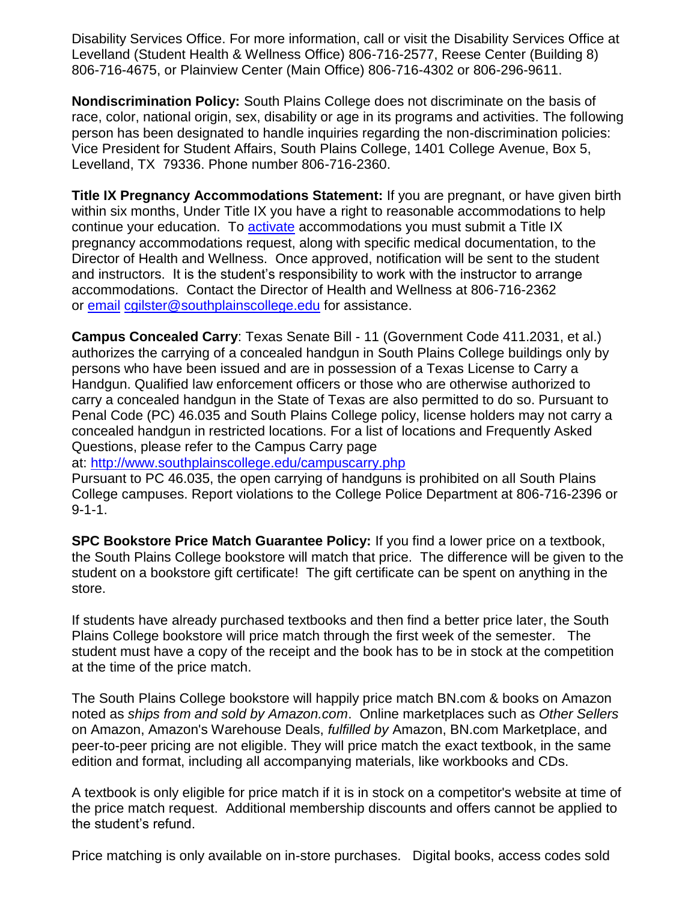Disability Services Office. For more information, call or visit the Disability Services Office at Levelland (Student Health & Wellness Office) 806-716-2577, Reese Center (Building 8) 806-716-4675, or Plainview Center (Main Office) 806-716-4302 or 806-296-9611.

**Nondiscrimination Policy:** South Plains College does not discriminate on the basis of race, color, national origin, sex, disability or age in its programs and activities. The following person has been designated to handle inquiries regarding the non-discrimination policies: Vice President for Student Affairs, South Plains College, 1401 College Avenue, Box 5, Levelland, TX 79336. Phone number 806-716-2360.

**Title IX Pregnancy Accommodations Statement:** If you are pregnant, or have given birth within six months, Under Title IX you have a right to reasonable accommodations to help continue your education. To activate accommodations you must submit a Title IX pregnancy accommodations request, along with specific medical documentation, to the Director of Health and Wellness. Once approved, notification will be sent to the student and instructors. It is the student's responsibility to work with the instructor to arrange accommodations. Contact the Director of Health and Wellness at 806-716-2362 or email cgilster@southplainscollege.edu for assistance.

**Campus Concealed Carry**: Texas Senate Bill - 11 (Government Code 411.2031, et al.) authorizes the carrying of a concealed handgun in South Plains College buildings only by persons who have been issued and are in possession of a Texas License to Carry a Handgun. Qualified law enforcement officers or those who are otherwise authorized to carry a concealed handgun in the State of Texas are also permitted to do so. Pursuant to Penal Code (PC) 46.035 and South Plains College policy, license holders may not carry a concealed handgun in restricted locations. For a list of locations and Frequently Asked Questions, please refer to the Campus Carry page at: http://www.southplainscollege.edu/campuscarry.php
Pursuant to PC 46.035, the open carrying of handguns is prohibited on all South Plains College campuses. Report violations to the College Police Department at 806-716-2396 or 9-1-1.

**SPC Bookstore Price Match Guarantee Policy:** If you find a lower price on a textbook, the South Plains College bookstore will match that price. The difference will be given to the student on a bookstore gift certificate! The gift certificate can be spent on anything in the store.

If students have already purchased textbooks and then find a better price later, the South Plains College bookstore will price match through the first week of the semester. The student must have a copy of the receipt and the book has to be in stock at the competition at the time of the price match.

The South Plains College bookstore will happily price match BN.com & books on Amazon noted as *ships from and sold by Amazon.com*. Online marketplaces such as *Other Sellers* on Amazon, Amazon's Warehouse Deals, *fulfilled by* Amazon, BN.com Marketplace, and peer-to-peer pricing are not eligible. They will price match the exact textbook, in the same edition and format, including all accompanying materials, like workbooks and CDs.

A textbook is only eligible for price match if it is in stock on a competitor's website at time of the price match request. Additional membership discounts and offers cannot be applied to the student's refund.

Price matching is only available on in-store purchases. Digital books, access codes sold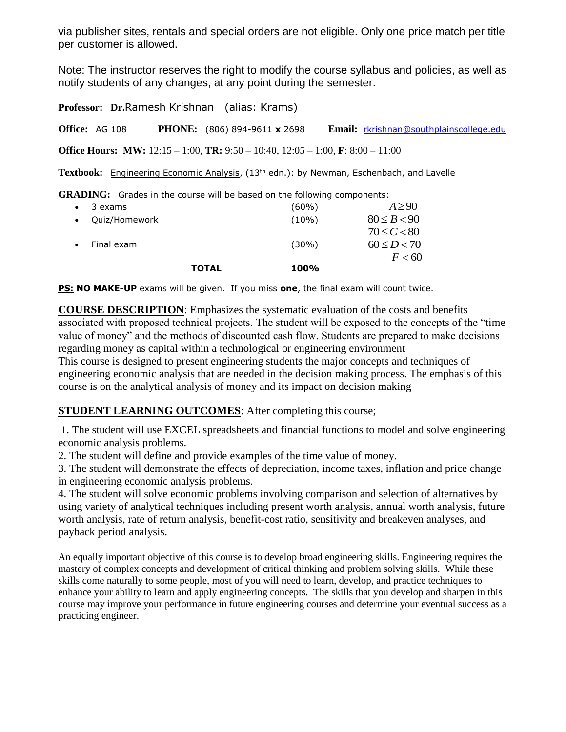via publisher sites, rentals and special orders are not eligible. Only one price match per title per customer is allowed.

Note: The instructor reserves the right to modify the course syllabus and policies, as well as notify students of any changes, at any point during the semester.

**Professor:** **Dr.**Ramesh Krishnan (alias: Krams)

**Office:** AG 108 **PHONE:** (806) 894-9611 **x** 2698 **Email:** rkrishnan@southplainscollege.edu

**Office Hours:** **MW:** 12:15 – 1:00, **TR:** 9:50 – 10:40, 12:05 – 1:00, **F**: 8:00 – 11:00

**Textbook:** Engineering Economic Analysis, (13th edn.): by Newman, Eschenbach, and Lavelle

**GRADING:** Grades in the course will be based on the following components:

| Component | Weight | Grade Scale |
|---|---|---|
| • 3 exams | (60%) | $A \geq 90$ |
| • Quiz/Homework | (10%) | $80 \leq B < 90$ |
| | | $70 \leq C < 80$ |
| • Final exam | (30%) | $60 \leq D < 70$ |
| | | $F < 60$ |
| **TOTAL** | **100%** | |

**PS: NO MAKE-UP** exams will be given. If you miss **one**, the final exam will count twice.

**COURSE DESCRIPTION**: Emphasizes the systematic evaluation of the costs and benefits associated with proposed technical projects. The student will be exposed to the concepts of the "time value of money" and the methods of discounted cash flow. Students are prepared to make decisions regarding money as capital within a technological or engineering environment
This course is designed to present engineering students the major concepts and techniques of engineering economic analysis that are needed in the decision making process. The emphasis of this course is on the analytical analysis of money and its impact on decision making

**STUDENT LEARNING OUTCOMES**: After completing this course;

1. The student will use EXCEL spreadsheets and financial functions to model and solve engineering economic analysis problems.
2. The student will define and provide examples of the time value of money.
3. The student will demonstrate the effects of depreciation, income taxes, inflation and price change in engineering economic analysis problems.
4. The student will solve economic problems involving comparison and selection of alternatives by using variety of analytical techniques including present worth analysis, annual worth analysis, future worth analysis, rate of return analysis, benefit-cost ratio, sensitivity and breakeven analyses, and payback period analysis.

An equally important objective of this course is to develop broad engineering skills. Engineering requires the mastery of complex concepts and development of critical thinking and problem solving skills. While these skills come naturally to some people, most of you will need to learn, develop, and practice techniques to enhance your ability to learn and apply engineering concepts. The skills that you develop and sharpen in this course may improve your performance in future engineering courses and determine your eventual success as a practicing engineer.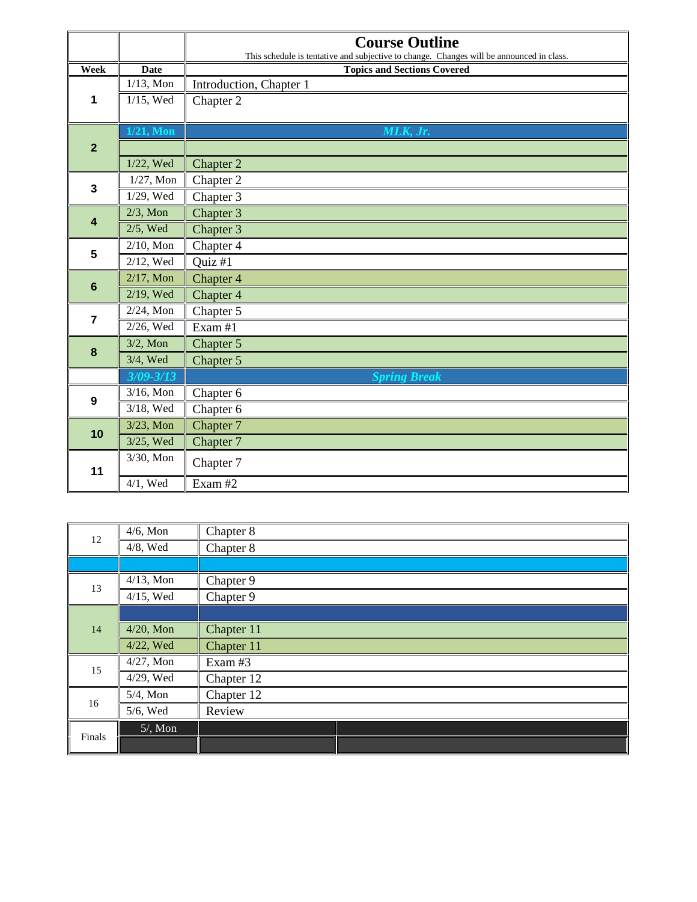| | | **Course Outline** This schedule is tentative and subjective to change. Changes will be announced in class. |
| --- | --- | --- |
| **Week** | **Date** | **Topics and Sections Covered** |
| 1 | 1/13, Mon | Introduction, Chapter 1 |
| | 1/15, Wed | Chapter 2 |
| 2 | ***1/21, Mon*** | ***MLK, Jr.*** |
| | | |
| | 1/22, Wed | Chapter 2 |
| 3 | 1/27, Mon | Chapter 2 |
| | 1/29, Wed | Chapter 3 |
| 4 | 2/3, Mon | Chapter 3 |
| | 2/5, Wed | Chapter 3 |
| 5 | 2/10, Mon | Chapter 4 |
| | 2/12, Wed | Quiz #1 |
| 6 | 2/17, Mon | Chapter 4 |
| | 2/19, Wed | Chapter 4 |
| 7 | 2/24, Mon | Chapter 5 |
| | 2/26, Wed | Exam #1 |
| 8 | 3/2, Mon | Chapter 5 |
| | 3/4, Wed | Chapter 5 |
| | ***3/09-3/13*** | ***Spring Break*** |
| 9 | 3/16, Mon | Chapter 6 |
| | 3/18, Wed | Chapter 6 |
| 10 | 3/23, Mon | Chapter 7 |
| | 3/25, Wed | Chapter 7 |
| 11 | 3/30, Mon | Chapter 7 |
| | 4/1, Wed | Exam #2 |
| 12 | 4/6, Mon | Chapter 8 |
| | 4/8, Wed | Chapter 8 |
| | | |
| 13 | 4/13, Mon | Chapter 9 |
| | 4/15, Wed | Chapter 9 |
| 14 | | |
| | 4/20, Mon | Chapter 11 |
| | 4/22, Wed | Chapter 11 |
| 15 | 4/27, Mon | Exam #3 |
| | 4/29, Wed | Chapter 12 |
| 16 | 5/4, Mon | Chapter 12 |
| | 5/6, Wed | Review |
| Finals | 5/, Mon | |
| | | |